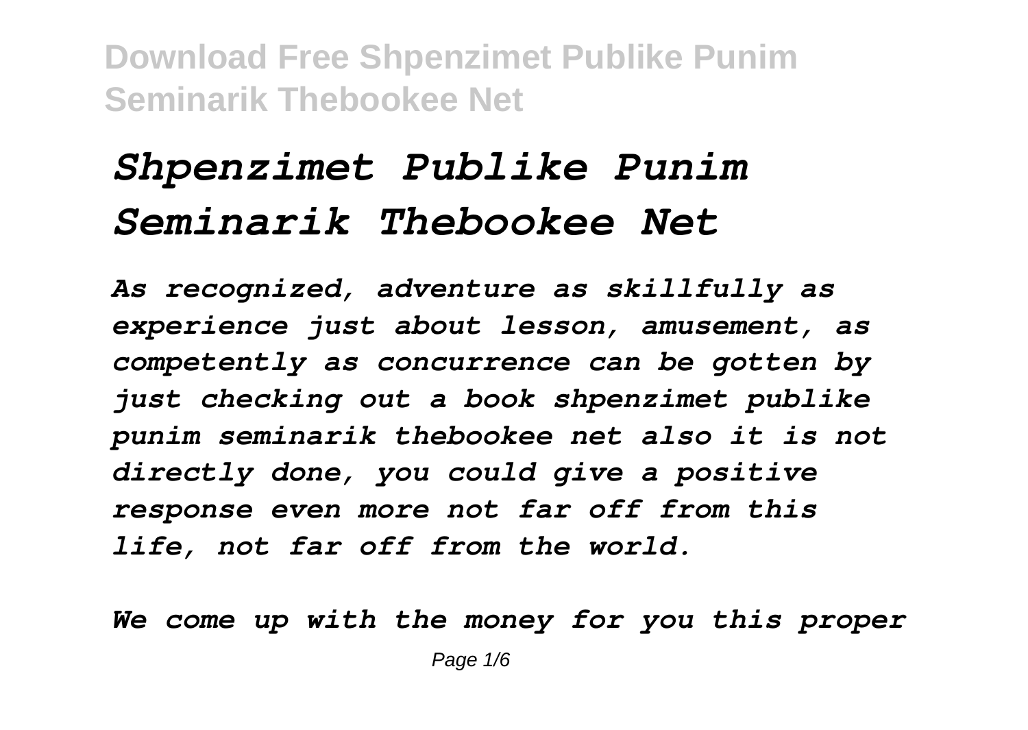// Shpenzimet Publike Punim Seminarik Thebookee Net

*As recognized, adventure as skillfully as experience just about lesson, amusement, as competently as concurrence can be gotten by just checking out a book shpenzimet publike punim seminarik thebookee net also it is not directly done, you could give a positive response even more not far off from this life, not far off from the world.*

*We come up with the money for you this proper*

# *Shpenzimet Publike Punim Seminarik Thebookee Net*

*As recognized, adventure as skillfully as experience just about lesson, amusement, as competently as concurrence can be gotten by just checking out a book shpenzimet publike punim seminarik thebookee net also it is not directly done, you could give a positive response even more not far off from this life, not far off from the world.*

*We come up with the money for you this proper*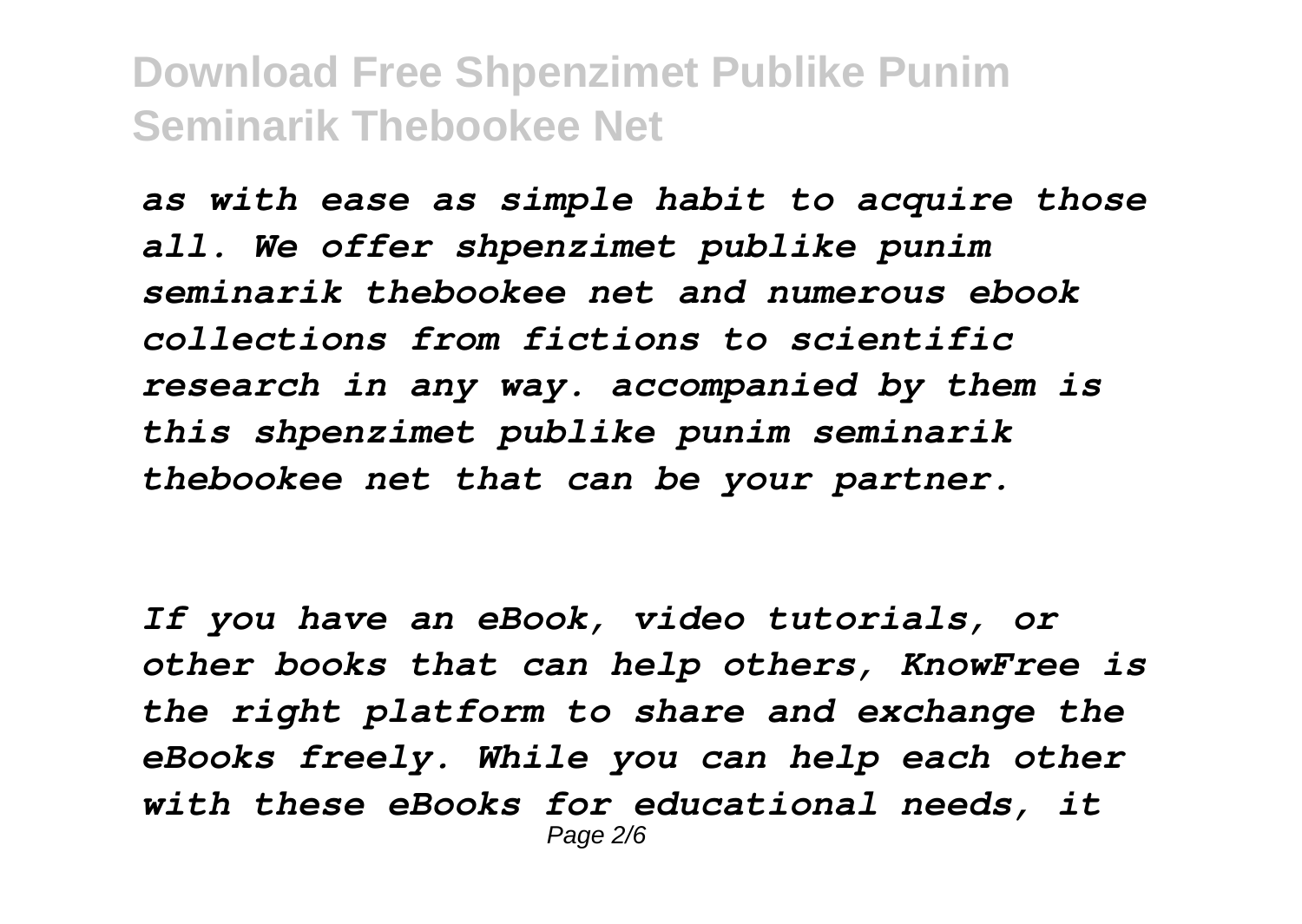*as with ease as simple habit to acquire those all. We offer shpenzimet publike punim seminarik thebookee net and numerous ebook collections from fictions to scientific research in any way. accompanied by them is this shpenzimet publike punim seminarik thebookee net that can be your partner.*

*If you have an eBook, video tutorials, or other books that can help others, KnowFree is the right platform to share and exchange the eBooks freely. While you can help each other with these eBooks for educational needs, it*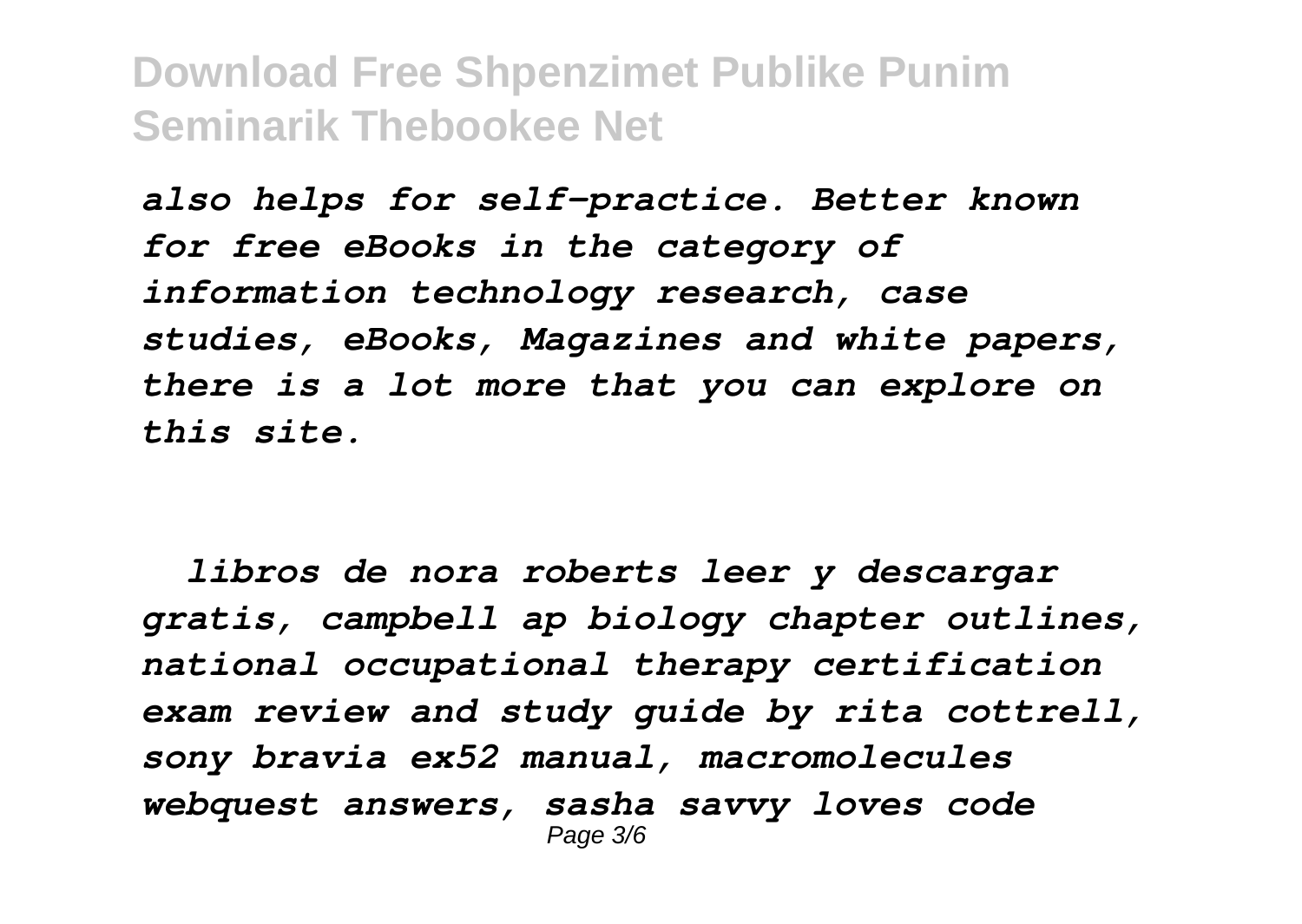*also helps for self-practice. Better known for free eBooks in the category of information technology research, case studies, eBooks, Magazines and white papers, there is a lot more that you can explore on this site.*

*libros de nora roberts leer y descargar gratis, campbell ap biology chapter outlines, national occupational therapy certification exam review and study guide by rita cottrell, sony bravia ex52 manual, macromolecules webquest answers, sasha savvy loves code*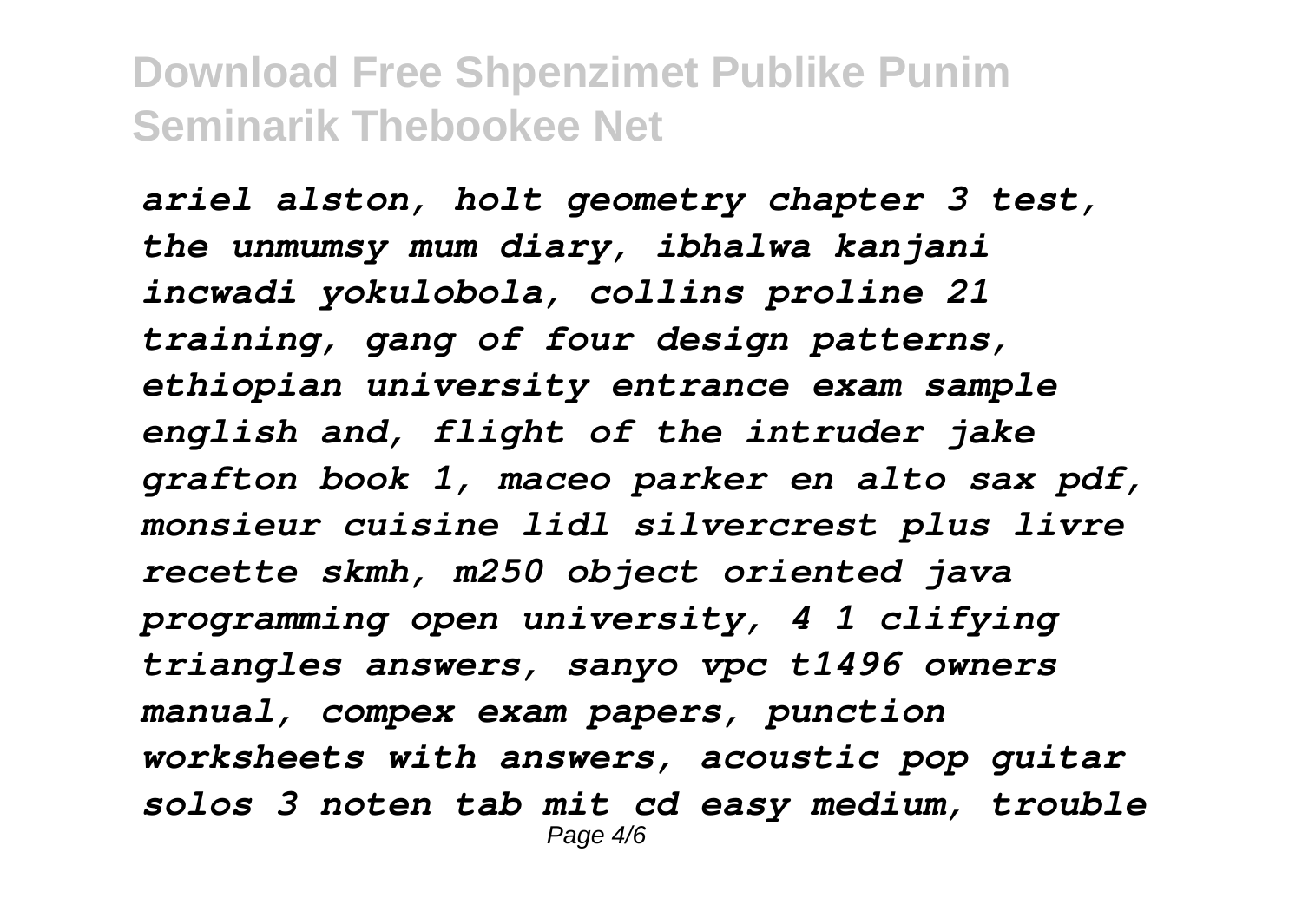*ariel alston, holt geometry chapter 3 test, the unmumsy mum diary, ibhalwa kanjani incwadi yokulobola, collins proline 21 training, gang of four design patterns, ethiopian university entrance exam sample english and, flight of the intruder jake grafton book 1, maceo parker en alto sax pdf, monsieur cuisine lidl silvercrest plus livre recette skmh, m250 object oriented java programming open university, 4 1 clifying triangles answers, sanyo vpc t1496 owners manual, compex exam papers, punction worksheets with answers, acoustic pop guitar solos 3 noten tab mit cd easy medium, trouble*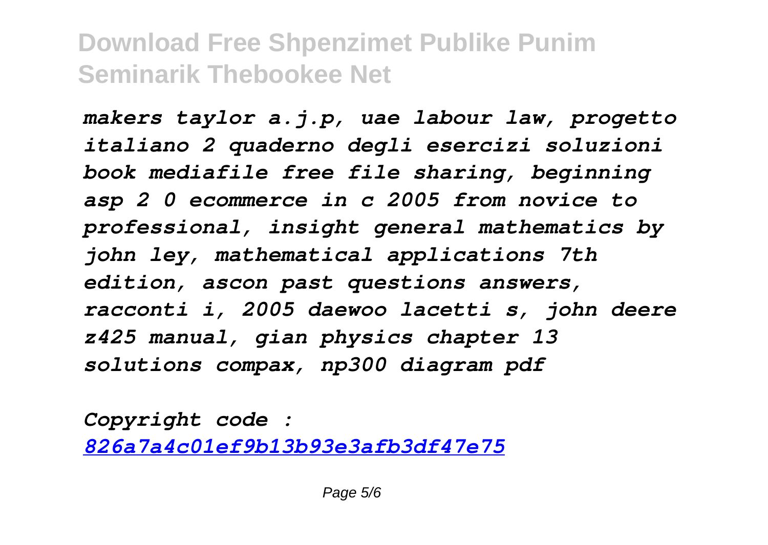*makers taylor a.j.p, uae labour law, progetto italiano 2 quaderno degli esercizi soluzioni book mediafile free file sharing, beginning asp 2 0 ecommerce in c 2005 from novice to professional, insight general mathematics by john ley, mathematical applications 7th edition, ascon past questions answers, racconti i, 2005 daewoo lacetti s, john deere z425 manual, gian physics chapter 13 solutions compax, np300 diagram pdf*

*Copyright code : [826a7a4c01ef9b13b93e3afb3df47e75]*